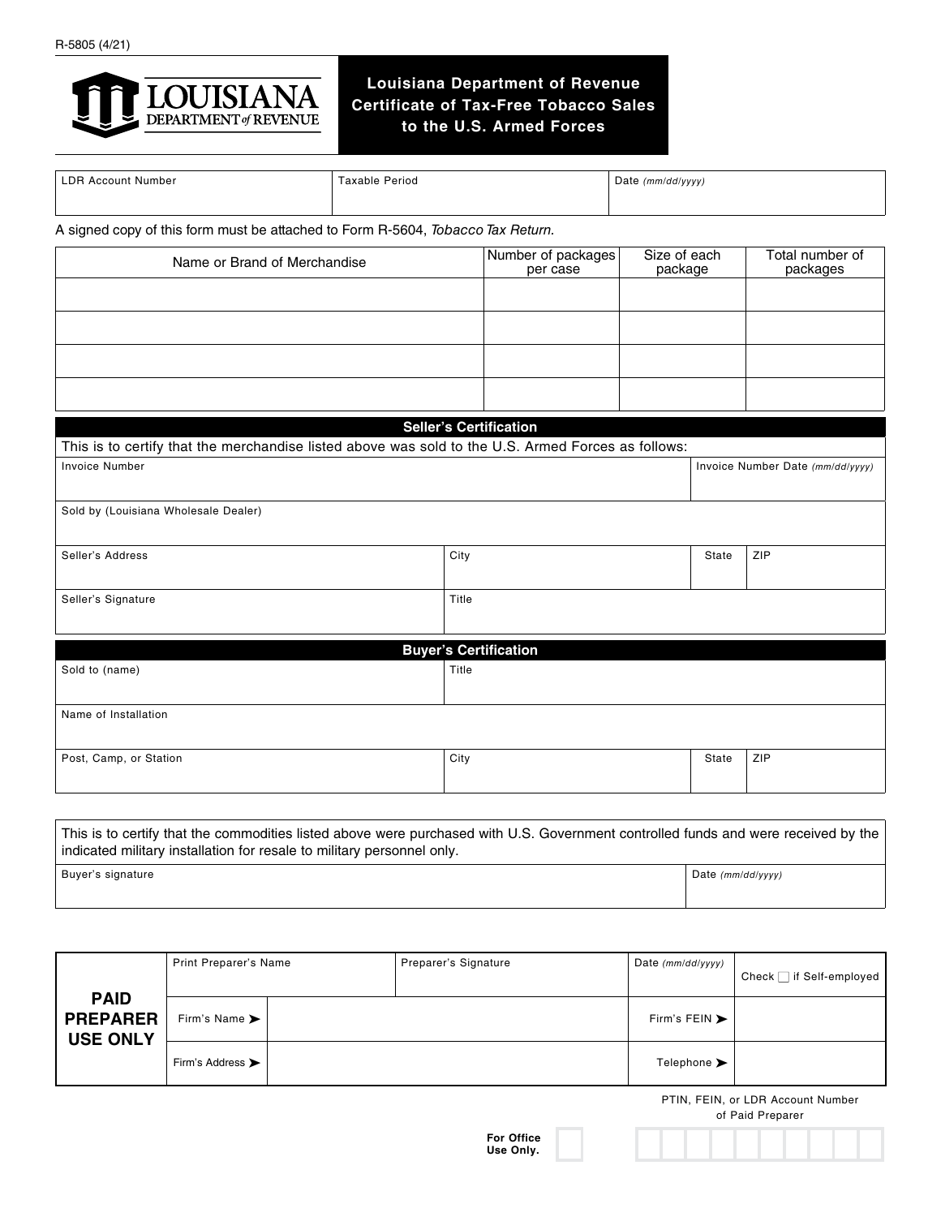R-5805 (4/21)

LOUISIANA DEPARTMENT of REVENUE

# Louisiana Department of Revenue Certificate of Tax-Free Tobacco Sales to the U.S. Armed Forces

| LDR Account Number | Taxable Period | Date *(mm/dd/yyyy)* |
|---|---|---|
| | | |

A signed copy of this form must be attached to Form R-5604, *Tobacco Tax Return*.

| Name or Brand of Merchandise | Number of packages per case | Size of each package | Total number of packages |
|---|---|---|---|
| | | | |
| | | | |
| | | | |
| | | | |

## Seller's Certification

This is to certify that the merchandise listed above was sold to the U.S. Armed Forces as follows:

| | | | |
|---|---|---|---|
| Invoice Number | | | Invoice Number Date *(mm/dd/yyyy)* |
| Sold by (Louisiana Wholesale Dealer) | | | |
| Seller's Address | City | State | ZIP |
| Seller's Signature | Title | | |

## Buyer's Certification

| | | | |
|---|---|---|---|
| Sold to (name) | Title | | |
| Name of Installation | | | |
| Post, Camp, or Station | City | State | ZIP |

This is to certify that the commodities listed above were purchased with U.S. Government controlled funds and were received by the indicated military installation for resale to military personnel only.

| Buyer's signature | Date *(mm/dd/yyyy)* |
|---|---|
| | |

| | | | | |
|---|---|---|---|---|
| **PAID PREPARER USE ONLY** | Print Preparer's Name | Preparer's Signature | Date *(mm/dd/yyyy)* | Check ☐ if Self-employed |
| | Firm's Name ➤ | | Firm's FEIN ➤ | |
| | Firm's Address ➤ | | Telephone ➤ | |

PTIN, FEIN, or LDR Account Number of Paid Preparer

**For Office Use Only.**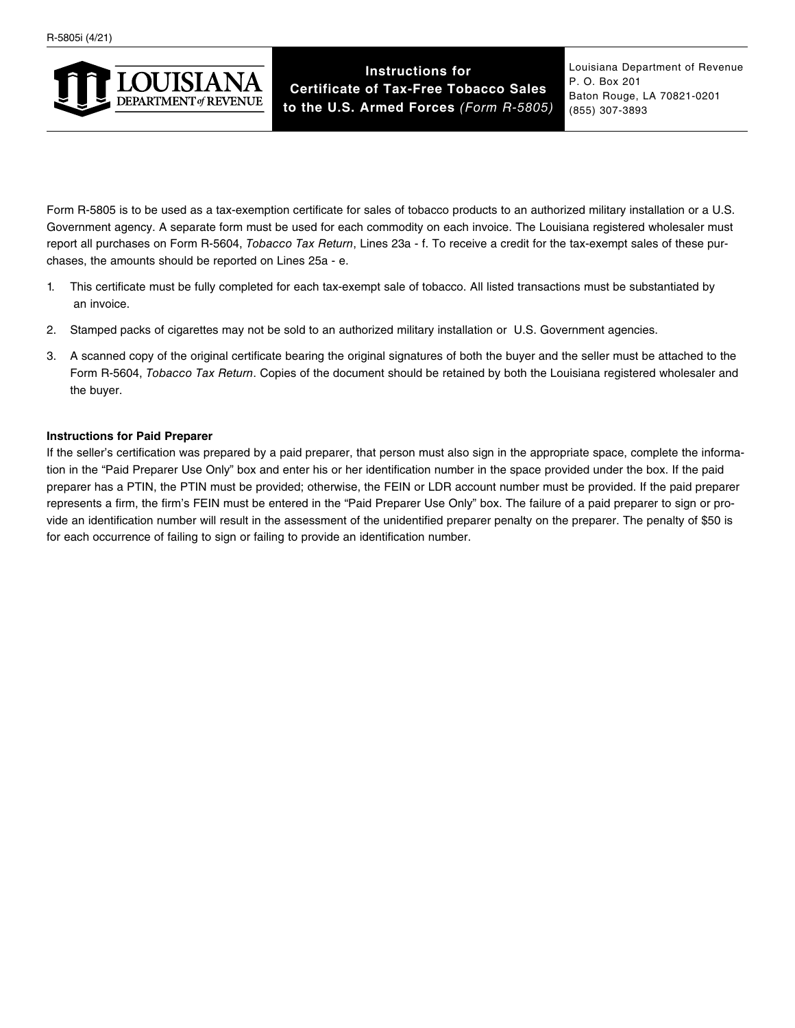R-5805i (4/21)

**LOUISIANA DEPARTMENT of REVENUE**

# Instructions for Certificate of Tax-Free Tobacco Sales to the U.S. Armed Forces *(Form R-5805)*

Louisiana Department of Revenue
P. O. Box 201
Baton Rouge, LA 70821-0201
(855) 307-3893

Form R-5805 is to be used as a tax-exemption certificate for sales of tobacco products to an authorized military installation or a U.S. Government agency. A separate form must be used for each commodity on each invoice. The Louisiana registered wholesaler must report all purchases on Form R-5604, *Tobacco Tax Return*, Lines 23a - f. To receive a credit for the tax-exempt sales of these purchases, the amounts should be reported on Lines 25a - e.

1. This certificate must be fully completed for each tax-exempt sale of tobacco. All listed transactions must be substantiated by an invoice.
2. Stamped packs of cigarettes may not be sold to an authorized military installation or U.S. Government agencies.
3. A scanned copy of the original certificate bearing the original signatures of both the buyer and the seller must be attached to the Form R-5604, *Tobacco Tax Return*. Copies of the document should be retained by both the Louisiana registered wholesaler and the buyer.

**Instructions for Paid Preparer**

If the seller's certification was prepared by a paid preparer, that person must also sign in the appropriate space, complete the information in the "Paid Preparer Use Only" box and enter his or her identification number in the space provided under the box. If the paid preparer has a PTIN, the PTIN must be provided; otherwise, the FEIN or LDR account number must be provided. If the paid preparer represents a firm, the firm's FEIN must be entered in the "Paid Preparer Use Only" box. The failure of a paid preparer to sign or provide an identification number will result in the assessment of the unidentified preparer penalty on the preparer. The penalty of $50 is for each occurrence of failing to sign or failing to provide an identification number.